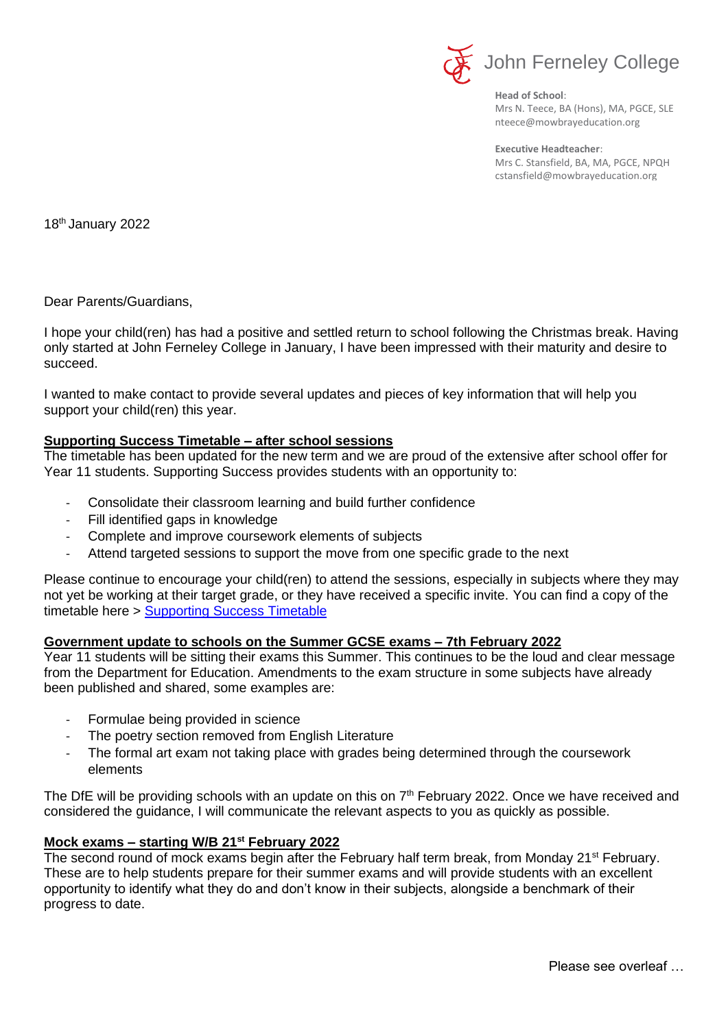John Ferneley College

**Head of School**:
Mrs N. Teece, BA (Hons), MA, PGCE, SLE
nteece@mowbrayeducation.org

**Executive Headteacher**:
Mrs C. Stansfield, BA, MA, PGCE, NPQH
cstansfield@mowbrayeducation.org

18th January 2022

Dear Parents/Guardians,

I hope your child(ren) has had a positive and settled return to school following the Christmas break. Having only started at John Ferneley College in January, I have been impressed with their maturity and desire to succeed.

I wanted to make contact to provide several updates and pieces of key information that will help you support your child(ren) this year.

**Supporting Success Timetable – after school sessions**

The timetable has been updated for the new term and we are proud of the extensive after school offer for Year 11 students. Supporting Success provides students with an opportunity to:

- Consolidate their classroom learning and build further confidence
- Fill identified gaps in knowledge
- Complete and improve coursework elements of subjects
- Attend targeted sessions to support the move from one specific grade to the next

Please continue to encourage your child(ren) to attend the sessions, especially in subjects where they may not yet be working at their target grade, or they have received a specific invite. You can find a copy of the timetable here > Supporting Success Timetable

**Government update to schools on the Summer GCSE exams – 7th February 2022**

Year 11 students will be sitting their exams this Summer. This continues to be the loud and clear message from the Department for Education. Amendments to the exam structure in some subjects have already been published and shared, some examples are:

- Formulae being provided in science
- The poetry section removed from English Literature
- The formal art exam not taking place with grades being determined through the coursework elements

The DfE will be providing schools with an update on this on 7th February 2022. Once we have received and considered the guidance, I will communicate the relevant aspects to you as quickly as possible.

**Mock exams – starting W/B 21st February 2022**

The second round of mock exams begin after the February half term break, from Monday 21st February. These are to help students prepare for their summer exams and will provide students with an excellent opportunity to identify what they do and don't know in their subjects, alongside a benchmark of their progress to date.

Please see overleaf …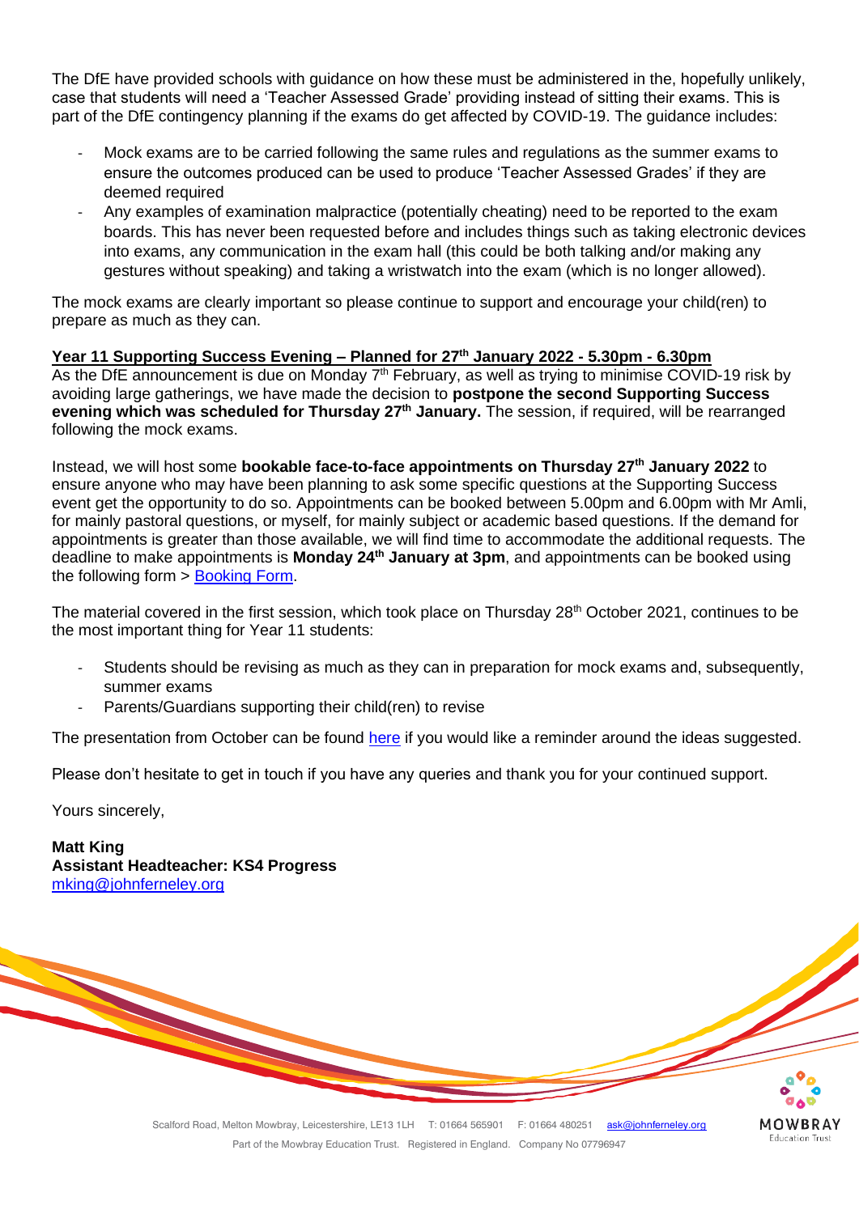The DfE have provided schools with guidance on how these must be administered in the, hopefully unlikely, case that students will need a 'Teacher Assessed Grade' providing instead of sitting their exams. This is part of the DfE contingency planning if the exams do get affected by COVID-19. The guidance includes:

- Mock exams are to be carried following the same rules and regulations as the summer exams to ensure the outcomes produced can be used to produce 'Teacher Assessed Grades' if they are deemed required
- Any examples of examination malpractice (potentially cheating) need to be reported to the exam boards. This has never been requested before and includes things such as taking electronic devices into exams, any communication in the exam hall (this could be both talking and/or making any gestures without speaking) and taking a wristwatch into the exam (which is no longer allowed).

The mock exams are clearly important so please continue to support and encourage your child(ren) to prepare as much as they can.

**Year 11 Supporting Success Evening – Planned for 27th January 2022 - 5.30pm - 6.30pm**

As the DfE announcement is due on Monday 7th February, as well as trying to minimise COVID-19 risk by avoiding large gatherings, we have made the decision to **postpone the second Supporting Success evening which was scheduled for Thursday 27th January.** The session, if required, will be rearranged following the mock exams.

Instead, we will host some **bookable face-to-face appointments on Thursday 27th January 2022** to ensure anyone who may have been planning to ask some specific questions at the Supporting Success event get the opportunity to do so. Appointments can be booked between 5.00pm and 6.00pm with Mr Amli, for mainly pastoral questions, or myself, for mainly subject or academic based questions. If the demand for appointments is greater than those available, we will find time to accommodate the additional requests. The deadline to make appointments is **Monday 24th January at 3pm**, and appointments can be booked using the following form > Booking Form.

The material covered in the first session, which took place on Thursday 28th October 2021, continues to be the most important thing for Year 11 students:

- Students should be revising as much as they can in preparation for mock exams and, subsequently, summer exams
- Parents/Guardians supporting their child(ren) to revise

The presentation from October can be found here if you would like a reminder around the ideas suggested.

Please don't hesitate to get in touch if you have any queries and thank you for your continued support.

Yours sincerely,

**Matt King**
**Assistant Headteacher: KS4 Progress**
mking@johnferneley.org

Scalford Road, Melton Mowbray, Leicestershire, LE13 1LH T: 01664 565901 F: 01664 480251 ask@johnferneley.org
Part of the Mowbray Education Trust. Registered in England. Company No 07796947

MOWBRAY Education Trust